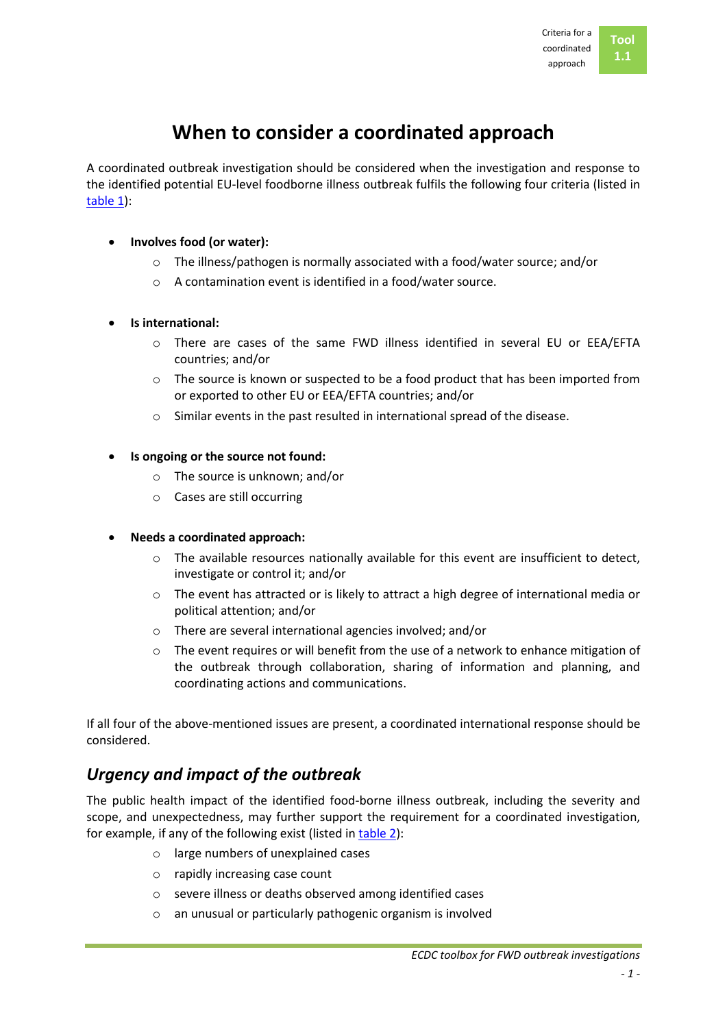# When to consider a coordinated approach

A coordinated outbreak investigation should be considered when the investigation and response to the identified potential EU-level foodborne illness outbreak fulfils the following four criteria (listed in table 1):

- **Involves food (or water):**
  - The illness/pathogen is normally associated with a food/water source; and/or
  - A contamination event is identified in a food/water source.

- **Is international:**
  - There are cases of the same FWD illness identified in several EU or EEA/EFTA countries; and/or
  - The source is known or suspected to be a food product that has been imported from or exported to other EU or EEA/EFTA countries; and/or
  - Similar events in the past resulted in international spread of the disease.

- **Is ongoing or the source not found:**
  - The source is unknown; and/or
  - Cases are still occurring

- **Needs a coordinated approach:**
  - The available resources nationally available for this event are insufficient to detect, investigate or control it; and/or
  - The event has attracted or is likely to attract a high degree of international media or political attention; and/or
  - There are several international agencies involved; and/or
  - The event requires or will benefit from the use of a network to enhance mitigation of the outbreak through collaboration, sharing of information and planning, and coordinating actions and communications.

If all four of the above-mentioned issues are present, a coordinated international response should be considered.

## *Urgency and impact of the outbreak*

The public health impact of the identified food-borne illness outbreak, including the severity and scope, and unexpectedness, may further support the requirement for a coordinated investigation, for example, if any of the following exist (listed in table 2):

- large numbers of unexplained cases
- rapidly increasing case count
- severe illness or deaths observed among identified cases
- an unusual or particularly pathogenic organism is involved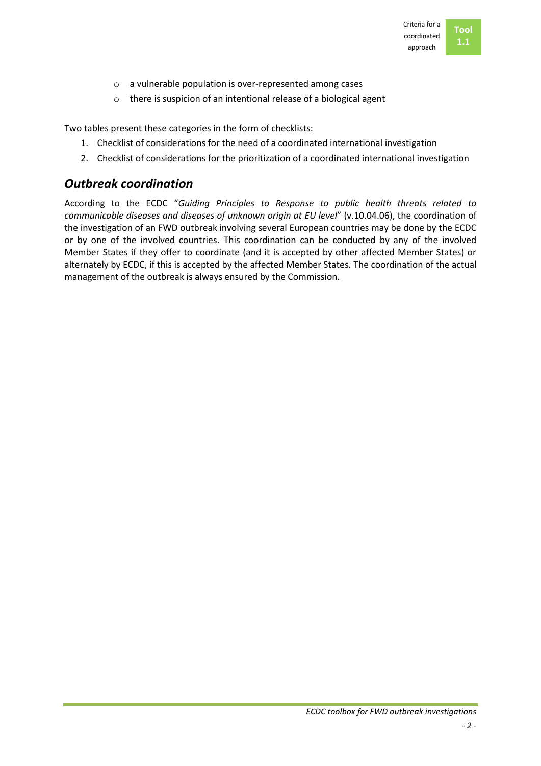- a vulnerable population is over-represented among cases
- there is suspicion of an intentional release of a biological agent

Two tables present these categories in the form of checklists:

1. Checklist of considerations for the need of a coordinated international investigation
2. Checklist of considerations for the prioritization of a coordinated international investigation

## *Outbreak coordination*

According to the ECDC "*Guiding Principles to Response to public health threats related to communicable diseases and diseases of unknown origin at EU level*" (v.10.04.06), the coordination of the investigation of an FWD outbreak involving several European countries may be done by the ECDC or by one of the involved countries. This coordination can be conducted by any of the involved Member States if they offer to coordinate (and it is accepted by other affected Member States) or alternately by ECDC, if this is accepted by the affected Member States. The coordination of the actual management of the outbreak is always ensured by the Commission.